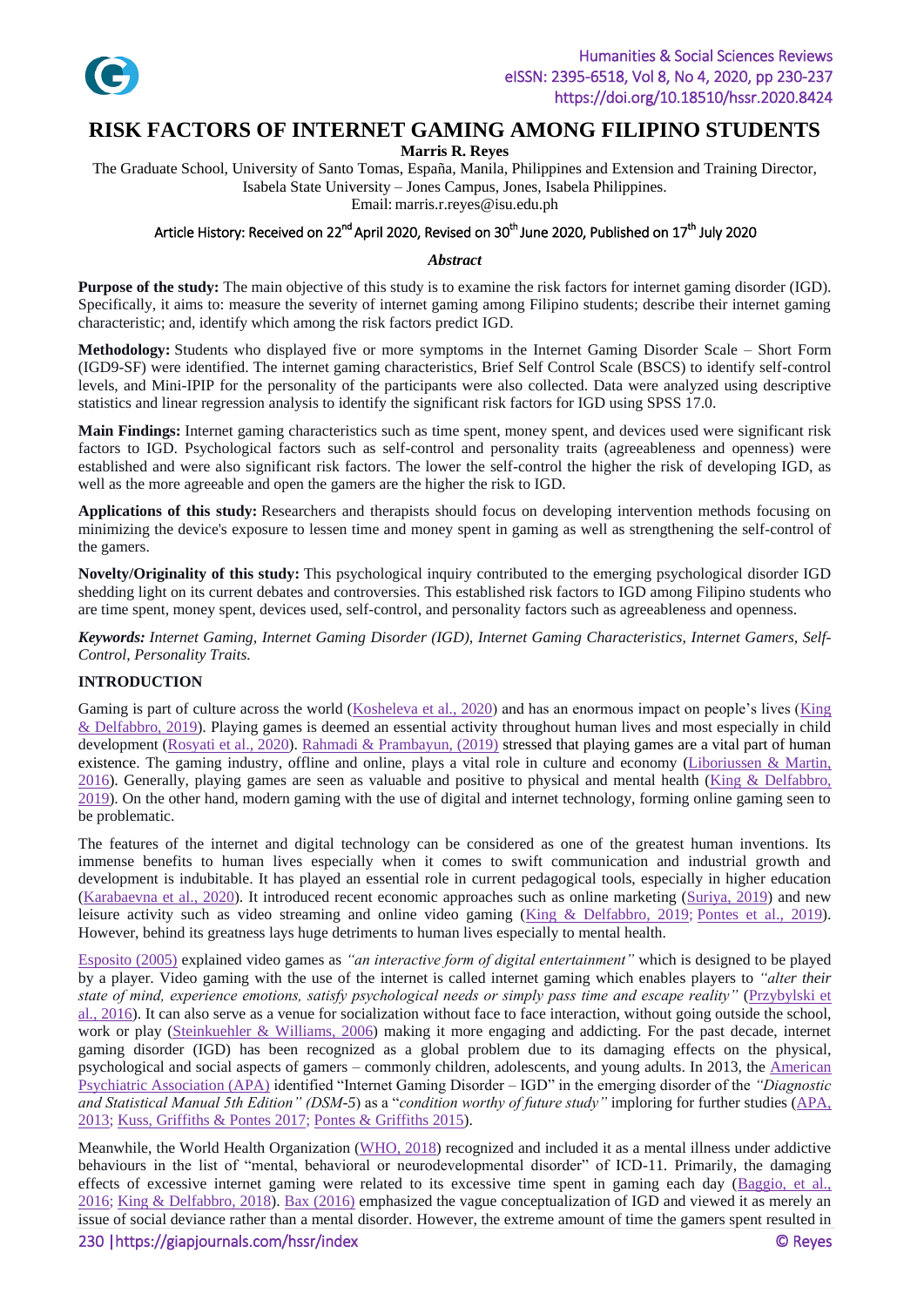# RISK FACTORS OF INTERNET GAMING AMONG FILIPINO STUDENTS

**Marris R. Reyes**

The Graduate School, University of Santo Tomas, España, Manila, Philippines and Extension and Training Director, Isabela State University – Jones Campus, Jones, Isabela Philippines.

Email: marris.r.reyes@isu.edu.ph

Article History: Received on 22nd April 2020, Revised on 30th June 2020, Published on 17th July 2020

***Abstract***

**Purpose of the study:** The main objective of this study is to examine the risk factors for internet gaming disorder (IGD). Specifically, it aims to: measure the severity of internet gaming among Filipino students; describe their internet gaming characteristic; and, identify which among the risk factors predict IGD.

**Methodology:** Students who displayed five or more symptoms in the Internet Gaming Disorder Scale – Short Form (IGD9-SF) were identified. The internet gaming characteristics, Brief Self Control Scale (BSCS) to identify self-control levels, and Mini-IPIP for the personality of the participants were also collected. Data were analyzed using descriptive statistics and linear regression analysis to identify the significant risk factors for IGD using SPSS 17.0.

**Main Findings:** Internet gaming characteristics such as time spent, money spent, and devices used were significant risk factors to IGD. Psychological factors such as self-control and personality traits (agreeableness and openness) were established and were also significant risk factors. The lower the self-control the higher the risk of developing IGD, as well as the more agreeable and open the gamers are the higher the risk to IGD.

**Applications of this study:** Researchers and therapists should focus on developing intervention methods focusing on minimizing the device's exposure to lessen time and money spent in gaming as well as strengthening the self-control of the gamers.

**Novelty/Originality of this study:** This psychological inquiry contributed to the emerging psychological disorder IGD shedding light on its current debates and controversies. This established risk factors to IGD among Filipino students who are time spent, money spent, devices used, self-control, and personality factors such as agreeableness and openness.

***Keywords:*** *Internet Gaming, Internet Gaming Disorder (IGD), Internet Gaming Characteristics, Internet Gamers, Self-Control, Personality Traits.*

## INTRODUCTION

Gaming is part of culture across the world (Kosheleva et al., 2020) and has an enormous impact on people's lives (King & Delfabbro, 2019). Playing games is deemed an essential activity throughout human lives and most especially in child development (Rosyati et al., 2020). Rahmadi & Prambayun, (2019) stressed that playing games are a vital part of human existence. The gaming industry, offline and online, plays a vital role in culture and economy (Liboriussen & Martin, 2016). Generally, playing games are seen as valuable and positive to physical and mental health (King & Delfabbro, 2019). On the other hand, modern gaming with the use of digital and internet technology, forming online gaming seen to be problematic.

The features of the internet and digital technology can be considered as one of the greatest human inventions. Its immense benefits to human lives especially when it comes to swift communication and industrial growth and development is indubitable. It has played an essential role in current pedagogical tools, especially in higher education (Karabaevna et al., 2020). It introduced recent economic approaches such as online marketing (Suriya, 2019) and new leisure activity such as video streaming and online video gaming (King & Delfabbro, 2019; Pontes et al., 2019). However, behind its greatness lays huge detriments to human lives especially to mental health.

Esposito (2005) explained video games as *"an interactive form of digital entertainment"* which is designed to be played by a player. Video gaming with the use of the internet is called internet gaming which enables players to *"alter their state of mind, experience emotions, satisfy psychological needs or simply pass time and escape reality"* (Przybylski et al., 2016). It can also serve as a venue for socialization without face to face interaction, without going outside the school, work or play (Steinkuehler & Williams, 2006) making it more engaging and addicting. For the past decade, internet gaming disorder (IGD) has been recognized as a global problem due to its damaging effects on the physical, psychological and social aspects of gamers – commonly children, adolescents, and young adults. In 2013, the American Psychiatric Association (APA) identified "Internet Gaming Disorder – IGD" in the emerging disorder of the *"Diagnostic and Statistical Manual 5th Edition" (DSM-5)* as a "*condition worthy of future study"* imploring for further studies (APA, 2013; Kuss, Griffiths & Pontes 2017; Pontes & Griffiths 2015).

Meanwhile, the World Health Organization (WHO, 2018) recognized and included it as a mental illness under addictive behaviours in the list of "mental, behavioral or neurodevelopmental disorder" of ICD-11. Primarily, the damaging effects of excessive internet gaming were related to its excessive time spent in gaming each day (Baggio, et al., 2016; King & Delfabbro, 2018). Bax (2016) emphasized the vague conceptualization of IGD and viewed it as merely an issue of social deviance rather than a mental disorder. However, the extreme amount of time the gamers spent resulted in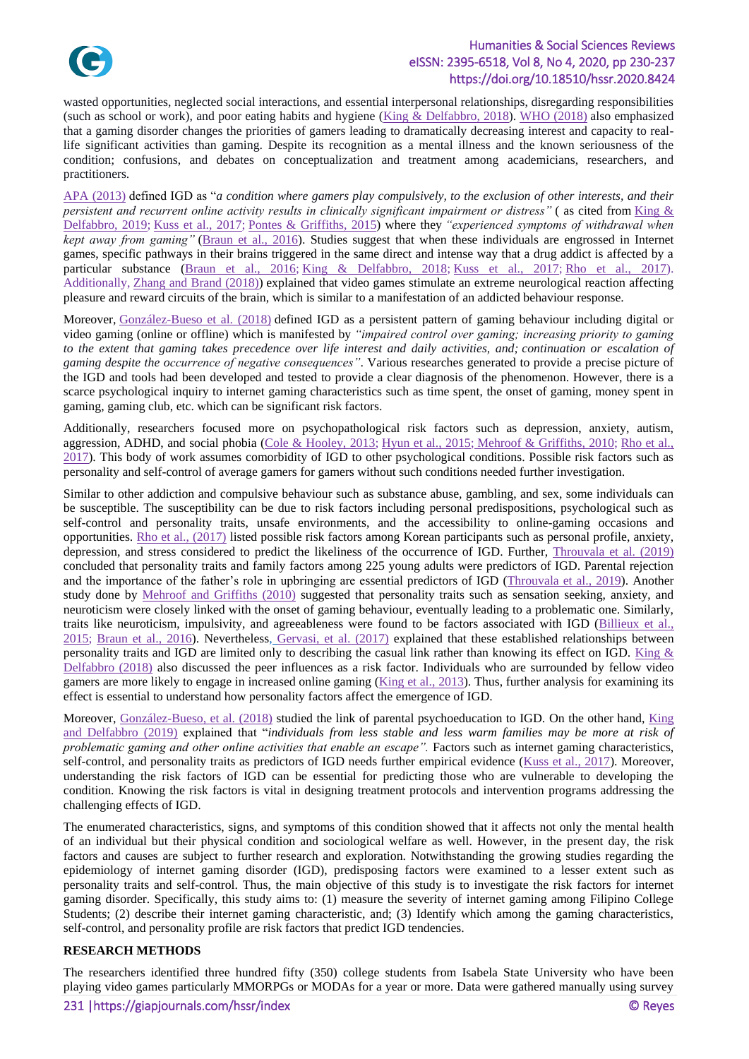wasted opportunities, neglected social interactions, and essential interpersonal relationships, disregarding responsibilities (such as school or work), and poor eating habits and hygiene (King & Delfabbro, 2018). WHO (2018) also emphasized that a gaming disorder changes the priorities of gamers leading to dramatically decreasing interest and capacity to real-life significant activities than gaming. Despite its recognition as a mental illness and the known seriousness of the condition; confusions, and debates on conceptualization and treatment among academicians, researchers, and practitioners.

APA (2013) defined IGD as "*a condition where gamers play compulsively, to the exclusion of other interests, and their persistent and recurrent online activity results in clinically significant impairment or distress"* ( as cited from King & Delfabbro, 2019; Kuss et al., 2017; Pontes & Griffiths, 2015) where they *"experienced symptoms of withdrawal when kept away from gaming"* (Braun et al., 2016). Studies suggest that when these individuals are engrossed in Internet games, specific pathways in their brains triggered in the same direct and intense way that a drug addict is affected by a particular substance (Braun et al., 2016; King & Delfabbro, 2018; Kuss et al., 2017; Rho et al., 2017). Additionally, Zhang and Brand (2018)) explained that video games stimulate an extreme neurological reaction affecting pleasure and reward circuits of the brain, which is similar to a manifestation of an addicted behaviour response.

Moreover, González-Bueso et al. (2018) defined IGD as a persistent pattern of gaming behaviour including digital or video gaming (online or offline) which is manifested by *"impaired control over gaming; increasing priority to gaming to the extent that gaming takes precedence over life interest and daily activities, and; continuation or escalation of gaming despite the occurrence of negative consequences"*. Various researches generated to provide a precise picture of the IGD and tools had been developed and tested to provide a clear diagnosis of the phenomenon. However, there is a scarce psychological inquiry to internet gaming characteristics such as time spent, the onset of gaming, money spent in gaming, gaming club, etc. which can be significant risk factors.

Additionally, researchers focused more on psychopathological risk factors such as depression, anxiety, autism, aggression, ADHD, and social phobia (Cole & Hooley, 2013; Hyun et al., 2015; Mehroof & Griffiths, 2010; Rho et al., 2017). This body of work assumes comorbidity of IGD to other psychological conditions. Possible risk factors such as personality and self-control of average gamers for gamers without such conditions needed further investigation.

Similar to other addiction and compulsive behaviour such as substance abuse, gambling, and sex, some individuals can be susceptible. The susceptibility can be due to risk factors including personal predispositions, psychological such as self-control and personality traits, unsafe environments, and the accessibility to online-gaming occasions and opportunities. Rho et al., (2017) listed possible risk factors among Korean participants such as personal profile, anxiety, depression, and stress considered to predict the likeliness of the occurrence of IGD. Further, Throuvala et al. (2019) concluded that personality traits and family factors among 225 young adults were predictors of IGD. Parental rejection and the importance of the father's role in upbringing are essential predictors of IGD (Throuvala et al., 2019). Another study done by Mehroof and Griffiths (2010) suggested that personality traits such as sensation seeking, anxiety, and neuroticism were closely linked with the onset of gaming behaviour, eventually leading to a problematic one. Similarly, traits like neuroticism, impulsivity, and agreeableness were found to be factors associated with IGD (Billieux et al., 2015; Braun et al., 2016). Nevertheless, Gervasi, et al. (2017) explained that these established relationships between personality traits and IGD are limited only to describing the casual link rather than knowing its effect on IGD. King & Delfabbro (2018) also discussed the peer influences as a risk factor. Individuals who are surrounded by fellow video gamers are more likely to engage in increased online gaming (King et al., 2013). Thus, further analysis for examining its effect is essential to understand how personality factors affect the emergence of IGD.

Moreover, González-Bueso, et al. (2018) studied the link of parental psychoeducation to IGD. On the other hand, King and Delfabbro (2019) explained that "*individuals from less stable and less warm families may be more at risk of problematic gaming and other online activities that enable an escape".* Factors such as internet gaming characteristics, self-control, and personality traits as predictors of IGD needs further empirical evidence (Kuss et al., 2017). Moreover, understanding the risk factors of IGD can be essential for predicting those who are vulnerable to developing the condition. Knowing the risk factors is vital in designing treatment protocols and intervention programs addressing the challenging effects of IGD.

The enumerated characteristics, signs, and symptoms of this condition showed that it affects not only the mental health of an individual but their physical condition and sociological welfare as well. However, in the present day, the risk factors and causes are subject to further research and exploration. Notwithstanding the growing studies regarding the epidemiology of internet gaming disorder (IGD), predisposing factors were examined to a lesser extent such as personality traits and self-control. Thus, the main objective of this study is to investigate the risk factors for internet gaming disorder. Specifically, this study aims to: (1) measure the severity of internet gaming among Filipino College Students; (2) describe their internet gaming characteristic, and; (3) Identify which among the gaming characteristics, self-control, and personality profile are risk factors that predict IGD tendencies.

## RESEARCH METHODS

The researchers identified three hundred fifty (350) college students from Isabela State University who have been playing video games particularly MMORPGs or MODAs for a year or more. Data were gathered manually using survey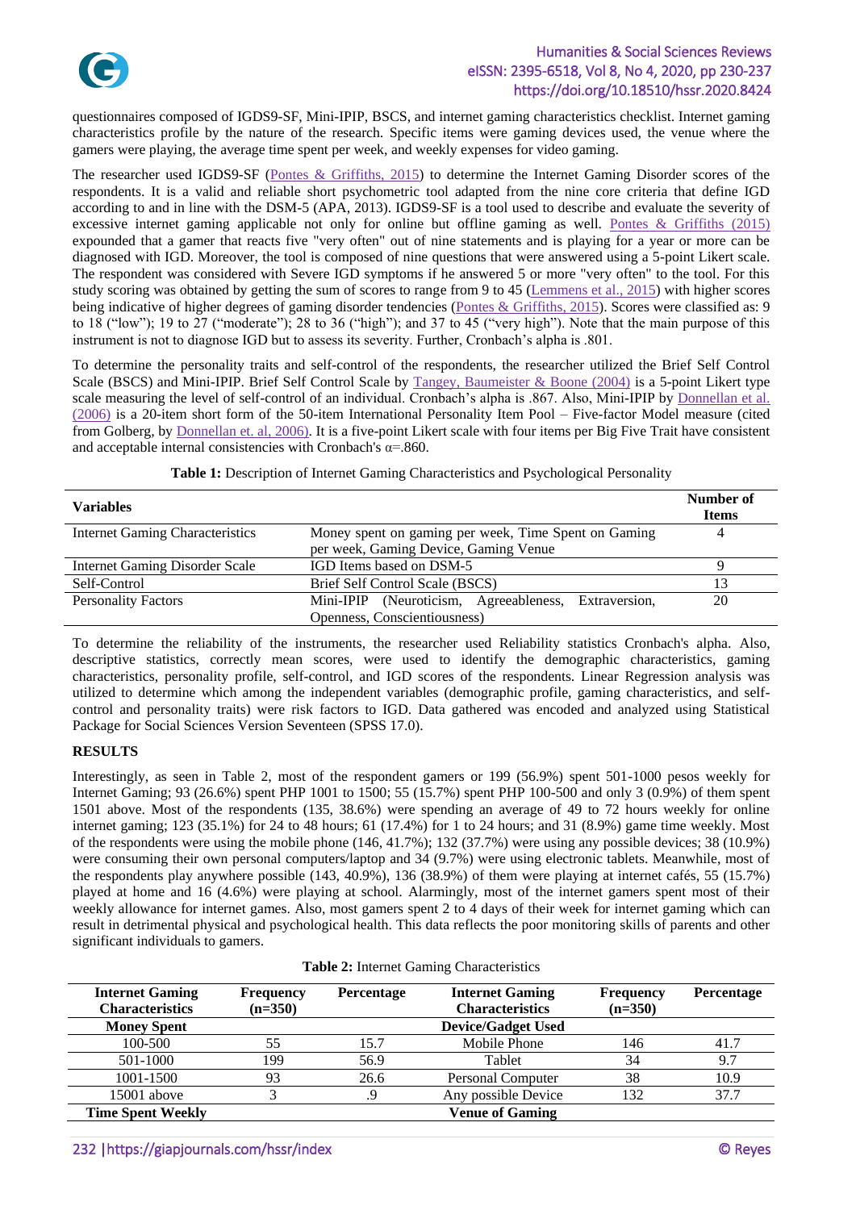questionnaires composed of IGDS9-SF, Mini-IPIP, BSCS, and internet gaming characteristics checklist. Internet gaming characteristics profile by the nature of the research. Specific items were gaming devices used, the venue where the gamers were playing, the average time spent per week, and weekly expenses for video gaming.

The researcher used IGDS9-SF (Pontes & Griffiths, 2015) to determine the Internet Gaming Disorder scores of the respondents. It is a valid and reliable short psychometric tool adapted from the nine core criteria that define IGD according to and in line with the DSM-5 (APA, 2013). IGDS9-SF is a tool used to describe and evaluate the severity of excessive internet gaming applicable not only for online but offline gaming as well. Pontes & Griffiths (2015) expounded that a gamer that reacts five "very often" out of nine statements and is playing for a year or more can be diagnosed with IGD. Moreover, the tool is composed of nine questions that were answered using a 5-point Likert scale. The respondent was considered with Severe IGD symptoms if he answered 5 or more "very often" to the tool. For this study scoring was obtained by getting the sum of scores to range from 9 to 45 (Lemmens et al., 2015) with higher scores being indicative of higher degrees of gaming disorder tendencies (Pontes & Griffiths, 2015). Scores were classified as: 9 to 18 ("low"); 19 to 27 ("moderate"); 28 to 36 ("high"); and 37 to 45 ("very high"). Note that the main purpose of this instrument is not to diagnose IGD but to assess its severity. Further, Cronbach's alpha is .801.

To determine the personality traits and self-control of the respondents, the researcher utilized the Brief Self Control Scale (BSCS) and Mini-IPIP. Brief Self Control Scale by Tangey, Baumeister & Boone (2004) is a 5-point Likert type scale measuring the level of self-control of an individual. Cronbach's alpha is .867. Also, Mini-IPIP by Donnellan et al. (2006) is a 20-item short form of the 50-item International Personality Item Pool – Five-factor Model measure (cited from Golberg, by Donnellan et. al, 2006). It is a five-point Likert scale with four items per Big Five Trait have consistent and acceptable internal consistencies with Cronbach's $\alpha$=.860.

**Table 1:** Description of Internet Gaming Characteristics and Psychological Personality

| Variables | | Number of Items |
|---|---|---|
| Internet Gaming Characteristics | Money spent on gaming per week, Time Spent on Gaming per week, Gaming Device, Gaming Venue | 4 |
| Internet Gaming Disorder Scale | IGD Items based on DSM-5 | 9 |
| Self-Control | Brief Self Control Scale (BSCS) | 13 |
| Personality Factors | Mini-IPIP (Neuroticism, Agreeableness, Extraversion, Openness, Conscientiousness) | 20 |

To determine the reliability of the instruments, the researcher used Reliability statistics Cronbach's alpha. Also, descriptive statistics, correctly mean scores, were used to identify the demographic characteristics, gaming characteristics, personality profile, self-control, and IGD scores of the respondents. Linear Regression analysis was utilized to determine which among the independent variables (demographic profile, gaming characteristics, and self-control and personality traits) were risk factors to IGD. Data gathered was encoded and analyzed using Statistical Package for Social Sciences Version Seventeen (SPSS 17.0).

## RESULTS

Interestingly, as seen in Table 2, most of the respondent gamers or 199 (56.9%) spent 501-1000 pesos weekly for Internet Gaming; 93 (26.6%) spent PHP 1001 to 1500; 55 (15.7%) spent PHP 100-500 and only 3 (0.9%) of them spent 1501 above. Most of the respondents (135, 38.6%) were spending an average of 49 to 72 hours weekly for online internet gaming; 123 (35.1%) for 24 to 48 hours; 61 (17.4%) for 1 to 24 hours; and 31 (8.9%) game time weekly. Most of the respondents were using the mobile phone (146, 41.7%); 132 (37.7%) were using any possible devices; 38 (10.9%) were consuming their own personal computers/laptop and 34 (9.7%) were using electronic tablets. Meanwhile, most of the respondents play anywhere possible (143, 40.9%), 136 (38.9%) of them were playing at internet cafés, 55 (15.7%) played at home and 16 (4.6%) were playing at school. Alarmingly, most of the internet gamers spent most of their weekly allowance for internet games. Also, most gamers spent 2 to 4 days of their week for internet gaming which can result in detrimental physical and psychological health. This data reflects the poor monitoring skills of parents and other significant individuals to gamers.

**Table 2:** Internet Gaming Characteristics

| Internet Gaming Characteristics | Frequency (n=350) | Percentage | Internet Gaming Characteristics | Frequency (n=350) | Percentage |
|---|---|---|---|---|---|
| **Money Spent** | | | **Device/Gadget Used** | | |
| 100-500 | 55 | 15.7 | Mobile Phone | 146 | 41.7 |
| 501-1000 | 199 | 56.9 | Tablet | 34 | 9.7 |
| 1001-1500 | 93 | 26.6 | Personal Computer | 38 | 10.9 |
| 15001 above | 3 | .9 | Any possible Device | 132 | 37.7 |
| **Time Spent Weekly** | | | **Venue of Gaming** | | |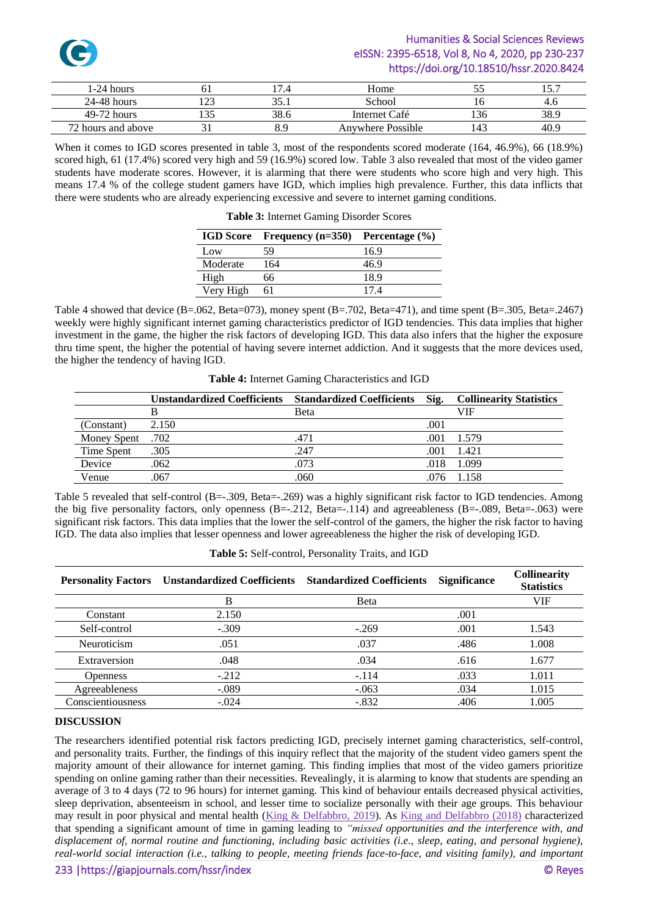| 1-24 hours | 61 | 17.4 | Home | 55 | 15.7 |
|---|---|---|---|---|---|
| 24-48 hours | 123 | 35.1 | School | 16 | 4.6 |
| 49-72 hours | 135 | 38.6 | Internet Café | 136 | 38.9 |
| 72 hours and above | 31 | 8.9 | Anywhere Possible | 143 | 40.9 |

When it comes to IGD scores presented in table 3, most of the respondents scored moderate (164, 46.9%), 66 (18.9%) scored high, 61 (17.4%) scored very high and 59 (16.9%) scored low. Table 3 also revealed that most of the video gamer students have moderate scores. However, it is alarming that there were students who score high and very high. This means 17.4 % of the college student gamers have IGD, which implies high prevalence. Further, this data inflicts that there were students who are already experiencing excessive and severe to internet gaming conditions.

**Table 3:** Internet Gaming Disorder Scores

| IGD Score | Frequency (n=350) | Percentage (%) |
|---|---|---|
| Low | 59 | 16.9 |
| Moderate | 164 | 46.9 |
| High | 66 | 18.9 |
| Very High | 61 | 17.4 |

Table 4 showed that device (B=.062, Beta=073), money spent (B=.702, Beta=471), and time spent (B=.305, Beta=.2467) weekly were highly significant internet gaming characteristics predictor of IGD tendencies. This data implies that higher investment in the game, the higher the risk factors of developing IGD. This data also infers that the higher the exposure thru time spent, the higher the potential of having severe internet addiction. And it suggests that the more devices used, the higher the tendency of having IGD.

**Table 4:** Internet Gaming Characteristics and IGD

| | Unstandardized Coefficients | Standardized Coefficients | Sig. | Collinearity Statistics |
|---|---|---|---|---|
| | B | Beta | | VIF |
| (Constant) | 2.150 | | .001 | |
| Money Spent | .702 | .471 | .001 | 1.579 |
| Time Spent | .305 | .247 | .001 | 1.421 |
| Device | .062 | .073 | .018 | 1.099 |
| Venue | .067 | .060 | .076 | 1.158 |

Table 5 revealed that self-control (B=-.309, Beta=-.269) was a highly significant risk factor to IGD tendencies. Among the big five personality factors, only openness (B=-.212, Beta=-.114) and agreeableness (B=-.089, Beta=-.063) were significant risk factors. This data implies that the lower the self-control of the gamers, the higher the risk factor to having IGD. The data also implies that lesser openness and lower agreeableness the higher the risk of developing IGD.

**Table 5:** Self-control, Personality Traits, and IGD

| Personality Factors | Unstandardized Coefficients | Standardized Coefficients | Significance | Collinearity Statistics |
|---|---|---|---|---|
| | B | Beta | | VIF |
| Constant | 2.150 | | .001 | |
| Self-control | -.309 | -.269 | .001 | 1.543 |
| Neuroticism | .051 | .037 | .486 | 1.008 |
| Extraversion | .048 | .034 | .616 | 1.677 |
| Openness | -.212 | -.114 | .033 | 1.011 |
| Agreeableness | -.089 | -.063 | .034 | 1.015 |
| Conscientiousness | -.024 | -.832 | .406 | 1.005 |

## DISCUSSION

The researchers identified potential risk factors predicting IGD, precisely internet gaming characteristics, self-control, and personality traits. Further, the findings of this inquiry reflect that the majority of the student video gamers spent the majority amount of their allowance for internet gaming. This finding implies that most of the video gamers prioritize spending on online gaming rather than their necessities. Revealingly, it is alarming to know that students are spending an average of 3 to 4 days (72 to 96 hours) for internet gaming. This kind of behaviour entails decreased physical activities, sleep deprivation, absenteeism in school, and lesser time to socialize personally with their age groups. This behaviour may result in poor physical and mental health (King & Delfabbro, 2019). As King and Delfabbro (2018) characterized that spending a significant amount of time in gaming leading to *"missed opportunities and the interference with, and displacement of, normal routine and functioning, including basic activities (i.e., sleep, eating, and personal hygiene), real-world social interaction (i.e., talking to people, meeting friends face-to-face, and visiting family), and important*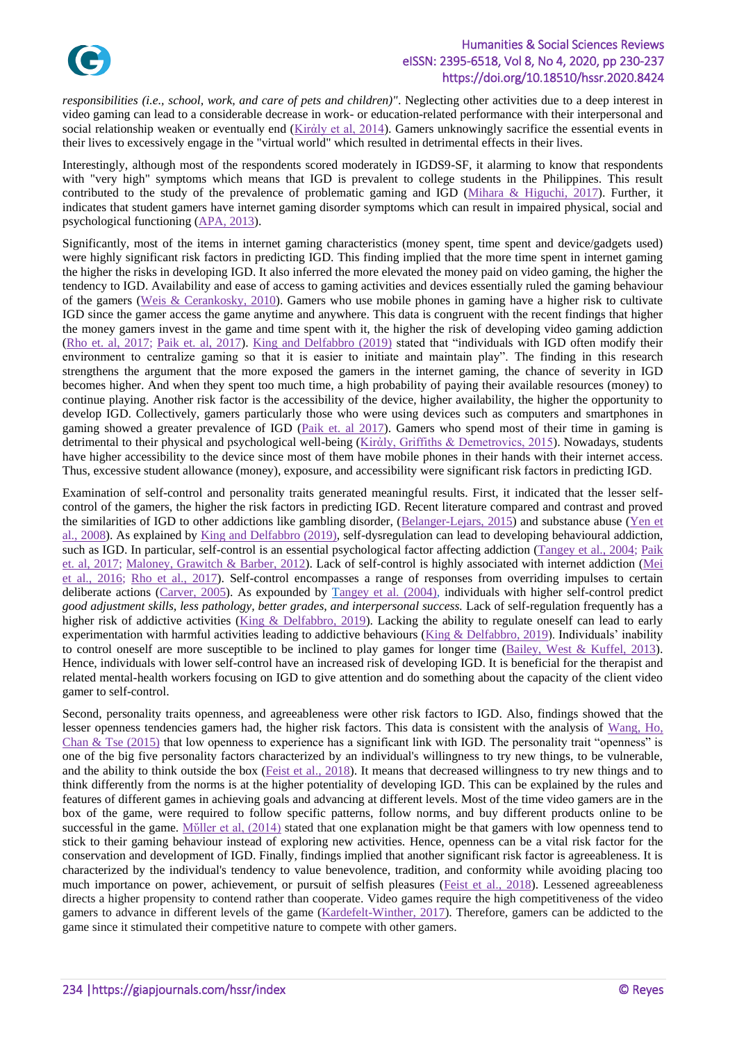*responsibilities (i.e., school, work, and care of pets and children)"*. Neglecting other activities due to a deep interest in video gaming can lead to a considerable decrease in work- or education-related performance with their interpersonal and social relationship weaken or eventually end (Kirąly et al, 2014). Gamers unknowingly sacrifice the essential events in their lives to excessively engage in the "virtual world" which resulted in detrimental effects in their lives.

Interestingly, although most of the respondents scored moderately in IGDS9-SF, it alarming to know that respondents with "very high" symptoms which means that IGD is prevalent to college students in the Philippines. This result contributed to the study of the prevalence of problematic gaming and IGD (Mihara & Higuchi, 2017). Further, it indicates that student gamers have internet gaming disorder symptoms which can result in impaired physical, social and psychological functioning (APA, 2013).

Significantly, most of the items in internet gaming characteristics (money spent, time spent and device/gadgets used) were highly significant risk factors in predicting IGD. This finding implied that the more time spent in internet gaming the higher the risks in developing IGD. It also inferred the more elevated the money paid on video gaming, the higher the tendency to IGD. Availability and ease of access to gaming activities and devices essentially ruled the gaming behaviour of the gamers (Weis & Cerankosky, 2010). Gamers who use mobile phones in gaming have a higher risk to cultivate IGD since the gamer access the game anytime and anywhere. This data is congruent with the recent findings that higher the money gamers invest in the game and time spent with it, the higher the risk of developing video gaming addiction (Rho et. al, 2017; Paik et. al, 2017). King and Delfabbro (2019) stated that "individuals with IGD often modify their environment to centralize gaming so that it is easier to initiate and maintain play". The finding in this research strengthens the argument that the more exposed the gamers in the internet gaming, the chance of severity in IGD becomes higher. And when they spent too much time, a high probability of paying their available resources (money) to continue playing. Another risk factor is the accessibility of the device, higher availability, the higher the opportunity to develop IGD. Collectively, gamers particularly those who were using devices such as computers and smartphones in gaming showed a greater prevalence of IGD (Paik et. al 2017). Gamers who spend most of their time in gaming is detrimental to their physical and psychological well-being (Kirąly, Griffiths & Demetrovics, 2015). Nowadays, students have higher accessibility to the device since most of them have mobile phones in their hands with their internet access. Thus, excessive student allowance (money), exposure, and accessibility were significant risk factors in predicting IGD.

Examination of self-control and personality traits generated meaningful results. First, it indicated that the lesser self-control of the gamers, the higher the risk factors in predicting IGD. Recent literature compared and contrast and proved the similarities of IGD to other addictions like gambling disorder, (Belanger-Lejars, 2015) and substance abuse (Yen et al., 2008). As explained by King and Delfabbro (2019), self-dysregulation can lead to developing behavioural addiction, such as IGD. In particular, self-control is an essential psychological factor affecting addiction (Tangey et al., 2004; Paik et. al, 2017; Maloney, Grawitch & Barber, 2012). Lack of self-control is highly associated with internet addiction (Mei et al., 2016; Rho et al., 2017). Self-control encompasses a range of responses from overriding impulses to certain deliberate actions (Carver, 2005). As expounded by Tangey et al. (2004), individuals with higher self-control predict *good adjustment skills, less pathology, better grades, and interpersonal success.* Lack of self-regulation frequently has a higher risk of addictive activities (King & Delfabbro, 2019). Lacking the ability to regulate oneself can lead to early experimentation with harmful activities leading to addictive behaviours (King & Delfabbro, 2019). Individuals' inability to control oneself are more susceptible to be inclined to play games for longer time (Bailey, West & Kuffel, 2013). Hence, individuals with lower self-control have an increased risk of developing IGD. It is beneficial for the therapist and related mental-health workers focusing on IGD to give attention and do something about the capacity of the client video gamer to self-control.

Second, personality traits openness, and agreeableness were other risk factors to IGD. Also, findings showed that the lesser openness tendencies gamers had, the higher risk factors. This data is consistent with the analysis of Wang, Ho, Chan & Tse (2015) that low openness to experience has a significant link with IGD. The personality trait "openness" is one of the big five personality factors characterized by an individual's willingness to try new things, to be vulnerable, and the ability to think outside the box (Feist et al., 2018). It means that decreased willingness to try new things and to think differently from the norms is at the higher potentiality of developing IGD. This can be explained by the rules and features of different games in achieving goals and advancing at different levels. Most of the time video gamers are in the box of the game, were required to follow specific patterns, follow norms, and buy different products online to be successful in the game. Mŏller et al, (2014) stated that one explanation might be that gamers with low openness tend to stick to their gaming behaviour instead of exploring new activities. Hence, openness can be a vital risk factor for the conservation and development of IGD. Finally, findings implied that another significant risk factor is agreeableness. It is characterized by the individual's tendency to value benevolence, tradition, and conformity while avoiding placing too much importance on power, achievement, or pursuit of selfish pleasures (Feist et al., 2018). Lessened agreeableness directs a higher propensity to contend rather than cooperate. Video games require the high competitiveness of the video gamers to advance in different levels of the game (Kardefelt-Winther, 2017). Therefore, gamers can be addicted to the game since it stimulated their competitive nature to compete with other gamers.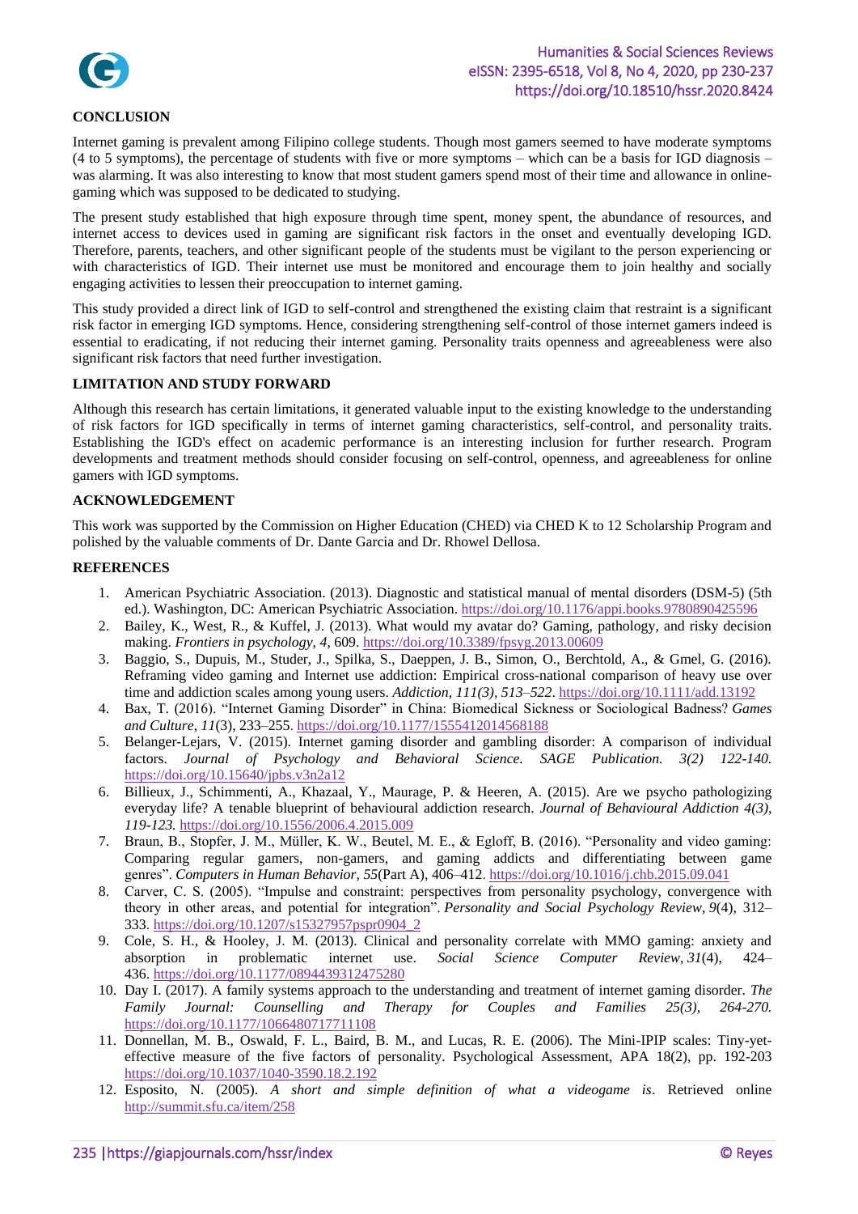## CONCLUSION

Internet gaming is prevalent among Filipino college students. Though most gamers seemed to have moderate symptoms (4 to 5 symptoms), the percentage of students with five or more symptoms – which can be a basis for IGD diagnosis – was alarming. It was also interesting to know that most student gamers spend most of their time and allowance in online-gaming which was supposed to be dedicated to studying.

The present study established that high exposure through time spent, money spent, the abundance of resources, and internet access to devices used in gaming are significant risk factors in the onset and eventually developing IGD. Therefore, parents, teachers, and other significant people of the students must be vigilant to the person experiencing or with characteristics of IGD. Their internet use must be monitored and encourage them to join healthy and socially engaging activities to lessen their preoccupation to internet gaming.

This study provided a direct link of IGD to self-control and strengthened the existing claim that restraint is a significant risk factor in emerging IGD symptoms. Hence, considering strengthening self-control of those internet gamers indeed is essential to eradicating, if not reducing their internet gaming. Personality traits openness and agreeableness were also significant risk factors that need further investigation.

## LIMITATION AND STUDY FORWARD

Although this research has certain limitations, it generated valuable input to the existing knowledge to the understanding of risk factors for IGD specifically in terms of internet gaming characteristics, self-control, and personality traits. Establishing the IGD's effect on academic performance is an interesting inclusion for further research. Program developments and treatment methods should consider focusing on self-control, openness, and agreeableness for online gamers with IGD symptoms.

## ACKNOWLEDGEMENT

This work was supported by the Commission on Higher Education (CHED) via CHED K to 12 Scholarship Program and polished by the valuable comments of Dr. Dante Garcia and Dr. Rhowel Dellosa.

## REFERENCES

1. American Psychiatric Association. (2013). Diagnostic and statistical manual of mental disorders (DSM-5) (5th ed.). Washington, DC: American Psychiatric Association. https://doi.org/10.1176/appi.books.9780890425596
2. Bailey, K., West, R., & Kuffel, J. (2013). What would my avatar do? Gaming, pathology, and risky decision making. *Frontiers in psychology*, *4*, 609. https://doi.org/10.3389/fpsyg.2013.00609
3. Baggio, S., Dupuis, M., Studer, J., Spilka, S., Daeppen, J. B., Simon, O., Berchtold, A., & Gmel, G. (2016). Reframing video gaming and Internet use addiction: Empirical cross-national comparison of heavy use over time and addiction scales among young users. *Addiction, 111(3), 513–522*. https://doi.org/10.1111/add.13192
4. Bax, T. (2016). "Internet Gaming Disorder" in China: Biomedical Sickness or Sociological Badness? *Games and Culture*, *11*(3), 233–255. https://doi.org/10.1177/1555412014568188
5. Belanger-Lejars, V. (2015). Internet gaming disorder and gambling disorder: A comparison of individual factors. *Journal of Psychology and Behavioral Science. SAGE Publication. 3(2) 122-140.* https://doi.org/10.15640/jpbs.v3n2a12
6. Billieux, J., Schimmenti, A., Khazaal, Y., Maurage, P. & Heeren, A. (2015). Are we psycho pathologizing everyday life? A tenable blueprint of behavioural addiction research. *Journal of Behavioural Addiction 4(3), 119-123.* https://doi.org/10.1556/2006.4.2015.009
7. Braun, B., Stopfer, J. M., Müller, K. W., Beutel, M. E., & Egloff, B. (2016). "Personality and video gaming: Comparing regular gamers, non-gamers, and gaming addicts and differentiating between game genres". *Computers in Human Behavior, 55*(Part A), 406–412. https://doi.org/10.1016/j.chb.2015.09.041
8. Carver, C. S. (2005). "Impulse and constraint: perspectives from personality psychology, convergence with theory in other areas, and potential for integration". *Personality and Social Psychology Review*, *9*(4), 312–333. https://doi.org/10.1207/s15327957pspr0904_2
9. Cole, S. H., & Hooley, J. M. (2013). Clinical and personality correlate with MMO gaming: anxiety and absorption in problematic internet use. *Social Science Computer Review*, *31*(4), 424–436. https://doi.org/10.1177/0894439312475280
10. Day I. (2017). A family systems approach to the understanding and treatment of internet gaming disorder. *The Family Journal: Counselling and Therapy for Couples and Families 25(3), 264-270.* https://doi.org/10.1177/1066480717711108
11. Donnellan, M. B., Oswald, F. L., Baird, B. M., and Lucas, R. E. (2006). The Mini-IPIP scales: Tiny-yet-effective measure of the five factors of personality. Psychological Assessment, APA 18(2), pp. 192-203 https://doi.org/10.1037/1040-3590.18.2.192
12. Esposito, N. (2005). *A short and simple definition of what a videogame is*. Retrieved online http://summit.sfu.ca/item/258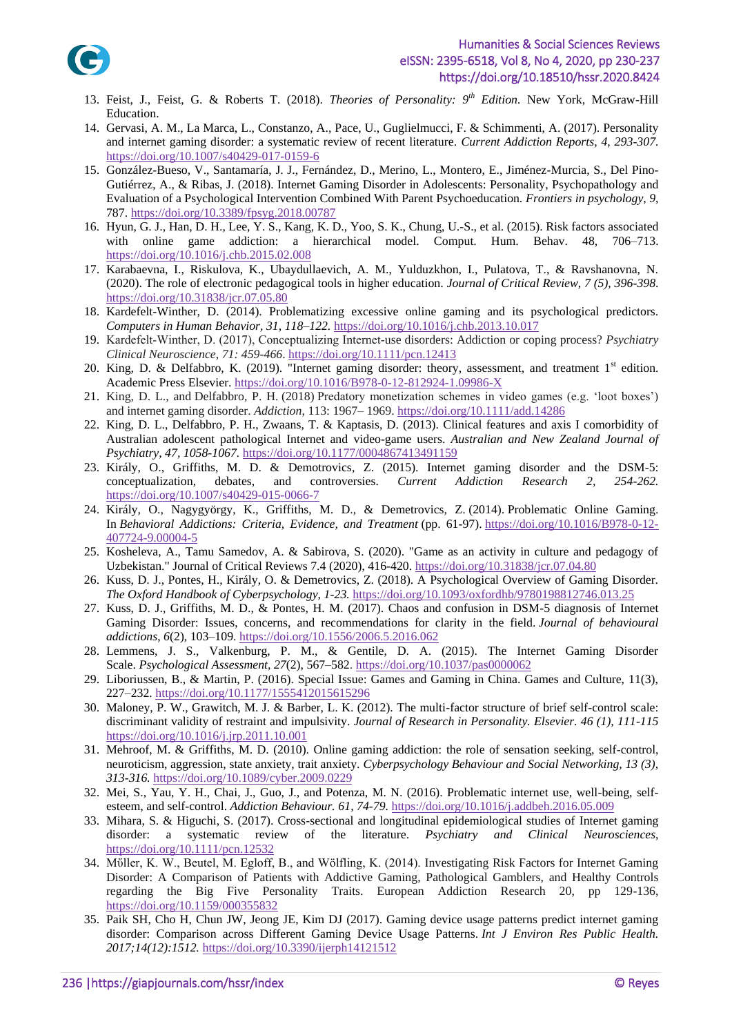13. Feist, J., Feist, G. & Roberts T. (2018). *Theories of Personality: 9th Edition*. New York, McGraw-Hill Education.
14. Gervasi, A. M., La Marca, L., Constanzo, A., Pace, U., Guglielmucci, F. & Schimmenti, A. (2017). Personality and internet gaming disorder: a systematic review of recent literature. *Current Addiction Reports, 4, 293-307.* https://doi.org/10.1007/s40429-017-0159-6
15. González-Bueso, V., Santamaría, J. J., Fernández, D., Merino, L., Montero, E., Jiménez-Murcia, S., Del Pino-Gutiérrez, A., & Ribas, J. (2018). Internet Gaming Disorder in Adolescents: Personality, Psychopathology and Evaluation of a Psychological Intervention Combined With Parent Psychoeducation. *Frontiers in psychology*, *9*, 787. https://doi.org/10.3389/fpsyg.2018.00787
16. Hyun, G. J., Han, D. H., Lee, Y. S., Kang, K. D., Yoo, S. K., Chung, U.-S., et al. (2015). Risk factors associated with online game addiction: a hierarchical model. Comput. Hum. Behav. 48, 706–713. https://doi.org/10.1016/j.chb.2015.02.008
17. Karabaevna, I., Riskulova, K., Ubaydullaevich, A. M., Yulduzkhon, I., Pulatova, T., & Ravshanovna, N. (2020). The role of electronic pedagogical tools in higher education. *Journal of Critical Review, 7 (5), 396-398.* https://doi.org/10.31838/jcr.07.05.80
18. Kardefelt-Winther, D. (2014). Problematizing excessive online gaming and its psychological predictors. *Computers in Human Behavior, 31, 118–122.* https://doi.org/10.1016/j.chb.2013.10.017
19. Kardefelt-Winther, D. (2017), Conceptualizing Internet-use disorders: Addiction or coping process? *Psychiatry Clinical Neuroscience, 71: 459-466*. https://doi.org/10.1111/pcn.12413
20. King, D. & Delfabbro, K. (2019). "Internet gaming disorder: theory, assessment, and treatment 1st edition. Academic Press Elsevier. https://doi.org/10.1016/B978-0-12-812924-1.09986-X
21. King, D. L., and Delfabbro, P. H. (2018) Predatory monetization schemes in video games (e.g. 'loot boxes') and internet gaming disorder. *Addiction*, 113: 1967– 1969. https://doi.org/10.1111/add.14286
22. King, D. L., Delfabbro, P. H., Zwaans, T. & Kaptasis, D. (2013). Clinical features and axis I comorbidity of Australian adolescent pathological Internet and video-game users. *Australian and New Zealand Journal of Psychiatry, 47, 1058-1067.* https://doi.org/10.1177/0004867413491159
23. Király, O., Griffiths, M. D. & Demotrovics, Z. (2015). Internet gaming disorder and the DSM-5: conceptualization, debates, and controversies. *Current Addiction Research 2, 254-262.* https://doi.org/10.1007/s40429-015-0066-7
24. Király, O., Nagygyörgy, K., Griffiths, M. D., & Demetrovics, Z. (2014). Problematic Online Gaming. In *Behavioral Addictions: Criteria, Evidence, and Treatment* (pp. 61-97). https://doi.org/10.1016/B978-0-12-407724-9.00004-5
25. Kosheleva, A., Tamu Samedov, A. & Sabirova, S. (2020). "Game as an activity in culture and pedagogy of Uzbekistan." Journal of Critical Reviews 7.4 (2020), 416-420. https://doi.org/10.31838/jcr.07.04.80
26. Kuss, D. J., Pontes, H., Király, O. & Demetrovics, Z. (2018). A Psychological Overview of Gaming Disorder. *The Oxford Handbook of Cyberpsychology, 1-23.* https://doi.org/10.1093/oxfordhb/9780198812746.013.25
27. Kuss, D. J., Griffiths, M. D., & Pontes, H. M. (2017). Chaos and confusion in DSM-5 diagnosis of Internet Gaming Disorder: Issues, concerns, and recommendations for clarity in the field. *Journal of behavioural addictions*, *6*(2), 103–109. https://doi.org/10.1556/2006.5.2016.062
28. Lemmens, J. S., Valkenburg, P. M., & Gentile, D. A. (2015). The Internet Gaming Disorder Scale. *Psychological Assessment*, *27*(2), 567–582. https://doi.org/10.1037/pas0000062
29. Liboriussen, B., & Martin, P. (2016). Special Issue: Games and Gaming in China. Games and Culture, 11(3), 227–232. https://doi.org/10.1177/1555412015615296
30. Maloney, P. W., Grawitch, M. J. & Barber, L. K. (2012). The multi-factor structure of brief self-control scale: discriminant validity of restraint and impulsivity. *Journal of Research in Personality. Elsevier. 46 (1), 111-115* https://doi.org/10.1016/j.jrp.2011.10.001
31. Mehroof, M. & Griffiths, M. D. (2010). Online gaming addiction: the role of sensation seeking, self-control, neuroticism, aggression, state anxiety, trait anxiety. *Cyberpsychology Behaviour and Social Networking, 13 (3), 313-316.* https://doi.org/10.1089/cyber.2009.0229
32. Mei, S., Yau, Y. H., Chai, J., Guo, J., and Potenza, M. N. (2016). Problematic internet use, well-being, self-esteem, and self-control. *Addiction Behaviour. 61, 74-79.* https://doi.org/10.1016/j.addbeh.2016.05.009
33. Mihara, S. & Higuchi, S. (2017). Cross-sectional and longitudinal epidemiological studies of Internet gaming disorder: a systematic review of the literature. *Psychiatry and Clinical Neurosciences*, https://doi.org/10.1111/pcn.12532
34. Mőller, K. W., Beutel, M. Egloff, B., and Wölfling, K. (2014). Investigating Risk Factors for Internet Gaming Disorder: A Comparison of Patients with Addictive Gaming, Pathological Gamblers, and Healthy Controls regarding the Big Five Personality Traits. European Addiction Research 20, pp 129-136, https://doi.org/10.1159/000355832
35. Paik SH, Cho H, Chun JW, Jeong JE, Kim DJ (2017). Gaming device usage patterns predict internet gaming disorder: Comparison across Different Gaming Device Usage Patterns. *Int J Environ Res Public Health. 2017;14(12):1512.* https://doi.org/10.3390/ijerph14121512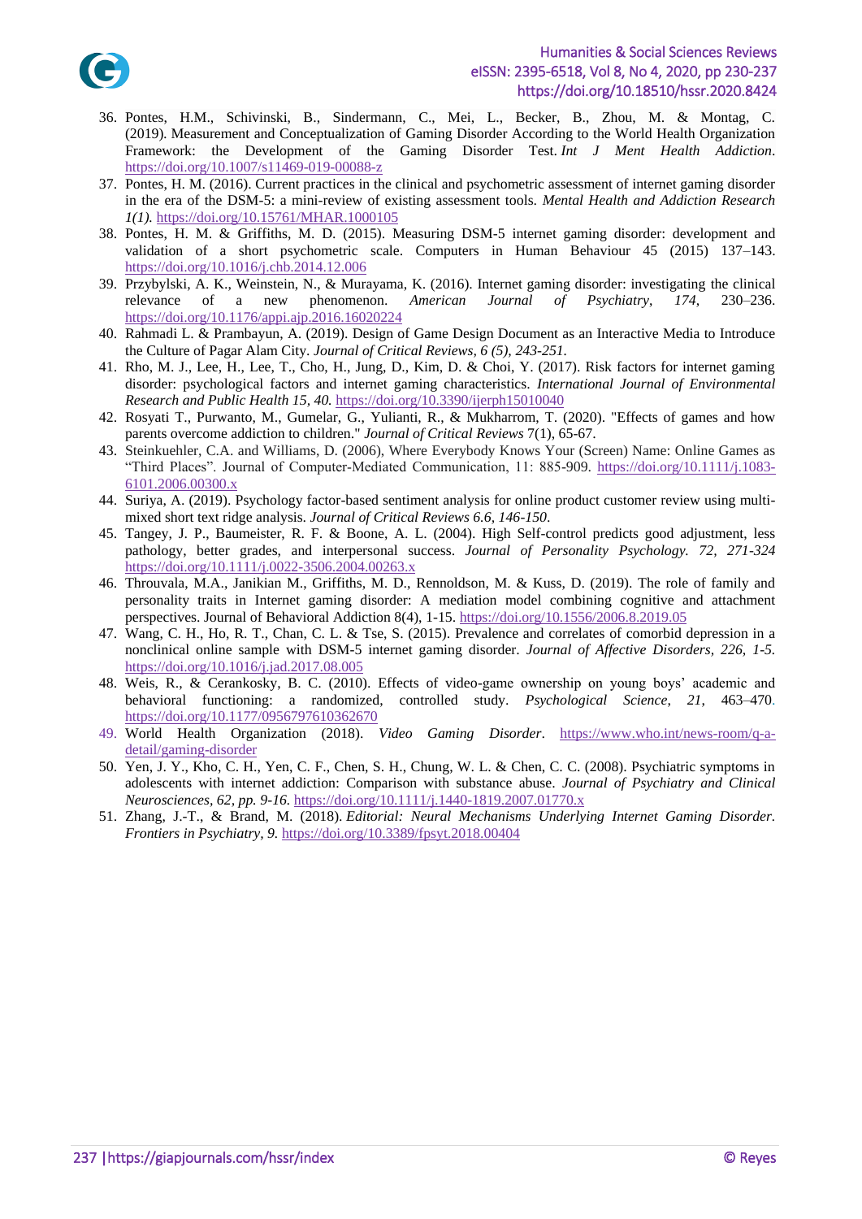36. Pontes, H.M., Schivinski, B., Sindermann, C., Mei, L., Becker, B., Zhou, M. & Montag, C. (2019). Measurement and Conceptualization of Gaming Disorder According to the World Health Organization Framework: the Development of the Gaming Disorder Test. *Int J Ment Health Addiction*. https://doi.org/10.1007/s11469-019-00088-z
37. Pontes, H. M. (2016). Current practices in the clinical and psychometric assessment of internet gaming disorder in the era of the DSM-5: a mini-review of existing assessment tools. *Mental Health and Addiction Research 1(1).* https://doi.org/10.15761/MHAR.1000105
38. Pontes, H. M. & Griffiths, M. D. (2015). Measuring DSM-5 internet gaming disorder: development and validation of a short psychometric scale. Computers in Human Behaviour 45 (2015) 137–143. https://doi.org/10.1016/j.chb.2014.12.006
39. Przybylski, A. K., Weinstein, N., & Murayama, K. (2016). Internet gaming disorder: investigating the clinical relevance of a new phenomenon. *American Journal of Psychiatry*, *174*, 230–236. https://doi.org/10.1176/appi.ajp.2016.16020224
40. Rahmadi L. & Prambayun, A. (2019). Design of Game Design Document as an Interactive Media to Introduce the Culture of Pagar Alam City. *Journal of Critical Reviews, 6 (5), 243-251.*
41. Rho, M. J., Lee, H., Lee, T., Cho, H., Jung, D., Kim, D. & Choi, Y. (2017). Risk factors for internet gaming disorder: psychological factors and internet gaming characteristics. *International Journal of Environmental Research and Public Health 15, 40.* https://doi.org/10.3390/ijerph15010040
42. Rosyati T., Purwanto, M., Gumelar, G., Yulianti, R., & Mukharrom, T. (2020). "Effects of games and how parents overcome addiction to children." *Journal of Critical Reviews* 7(1), 65-67.
43. Steinkuehler, C.A. and Williams, D. (2006), Where Everybody Knows Your (Screen) Name: Online Games as "Third Places". Journal of Computer-Mediated Communication, 11: 885-909. https://doi.org/10.1111/j.1083-6101.2006.00300.x
44. Suriya, A. (2019). Psychology factor-based sentiment analysis for online product customer review using multi-mixed short text ridge analysis. *Journal of Critical Reviews 6.6, 146-150.*
45. Tangey, J. P., Baumeister, R. F. & Boone, A. L. (2004). High Self-control predicts good adjustment, less pathology, better grades, and interpersonal success. *Journal of Personality Psychology. 72, 271-324* https://doi.org/10.1111/j.0022-3506.2004.00263.x
46. Throuvala, M.A., Janikian M., Griffiths, M. D., Rennoldson, M. & Kuss, D. (2019). The role of family and personality traits in Internet gaming disorder: A mediation model combining cognitive and attachment perspectives. Journal of Behavioral Addiction 8(4), 1-15. https://doi.org/10.1556/2006.8.2019.05
47. Wang, C. H., Ho, R. T., Chan, C. L. & Tse, S. (2015). Prevalence and correlates of comorbid depression in a nonclinical online sample with DSM-5 internet gaming disorder. *Journal of Affective Disorders, 226, 1-5.* https://doi.org/10.1016/j.jad.2017.08.005
48. Weis, R., & Cerankosky, B. C. (2010). Effects of video-game ownership on young boys' academic and behavioral functioning: a randomized, controlled study. *Psychological Science*, *21*, 463–470. https://doi.org/10.1177/0956797610362670
49. World Health Organization (2018). *Video Gaming Disorder*. https://www.who.int/news-room/q-a-detail/gaming-disorder
50. Yen, J. Y., Kho, C. H., Yen, C. F., Chen, S. H., Chung, W. L. & Chen, C. C. (2008). Psychiatric symptoms in adolescents with internet addiction: Comparison with substance abuse. *Journal of Psychiatry and Clinical Neurosciences, 62, pp. 9-16.* https://doi.org/10.1111/j.1440-1819.2007.01770.x
51. Zhang, J.-T., & Brand, M. (2018). *Editorial: Neural Mechanisms Underlying Internet Gaming Disorder. Frontiers in Psychiatry, 9.* https://doi.org/10.3389/fpsyt.2018.00404